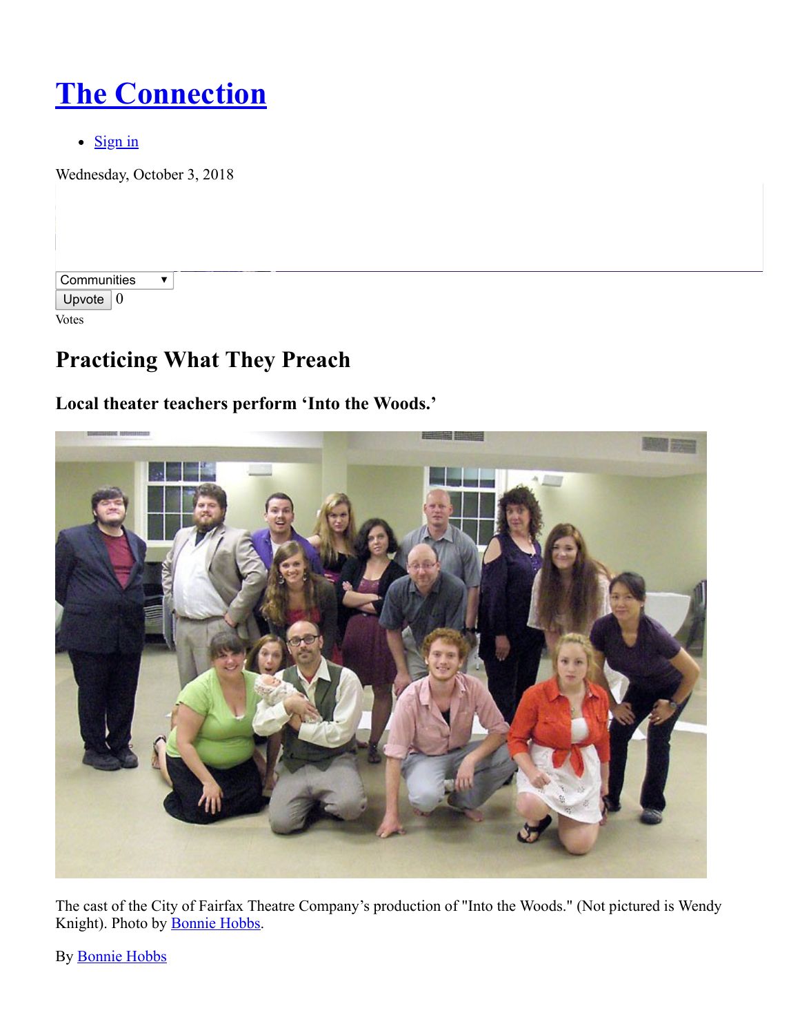# The Connection

- Sign in

Wednesday, October 3, 2018

Communities

Upvote 0

Votes

## Practicing What They Preach

### Local theater teachers perform 'Into the Woods.'

The cast of the City of Fairfax Theatre Company's production of "Into the Woods." (Not pictured is Wendy Knight). Photo by Bonnie Hobbs.

By Bonnie Hobbs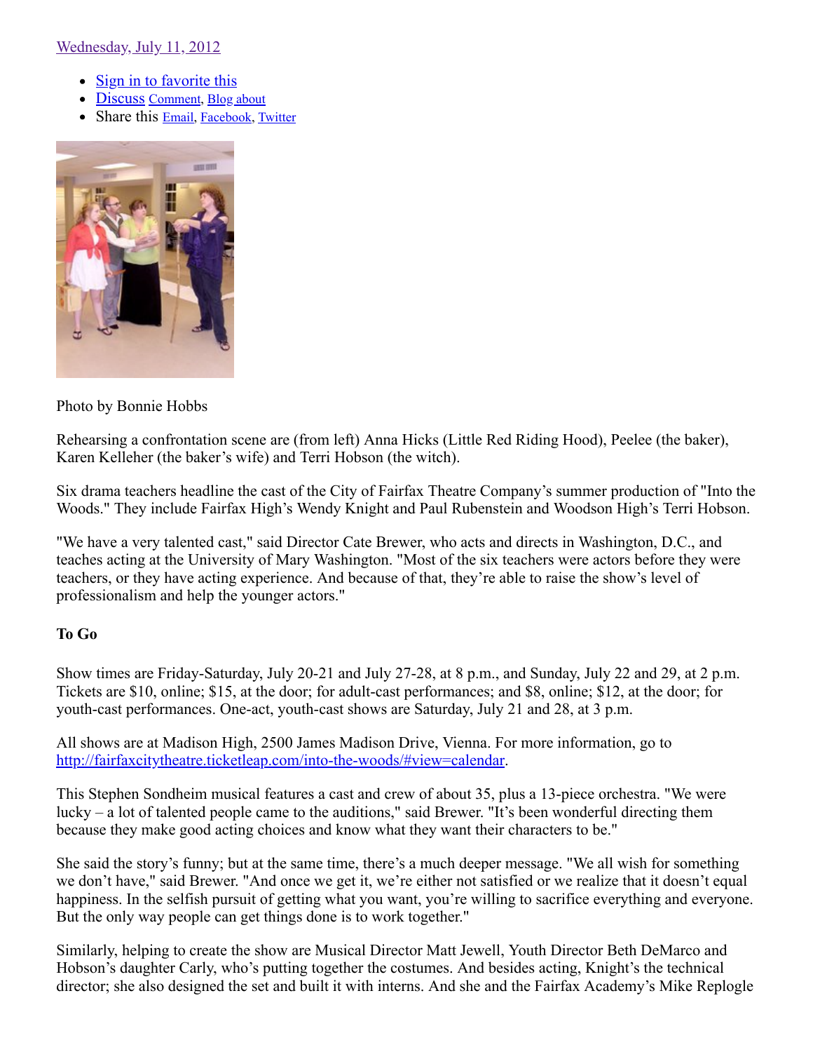Wednesday, July 11, 2012

- Sign in to favorite this
- Discuss Comment, Blog about
- Share this Email, Facebook, Twitter

Photo by Bonnie Hobbs

Rehearsing a confrontation scene are (from left) Anna Hicks (Little Red Riding Hood), Peelee (the baker), Karen Kelleher (the baker's wife) and Terri Hobson (the witch).

Six drama teachers headline the cast of the City of Fairfax Theatre Company's summer production of "Into the Woods." They include Fairfax High's Wendy Knight and Paul Rubenstein and Woodson High's Terri Hobson.

"We have a very talented cast," said Director Cate Brewer, who acts and directs in Washington, D.C., and teaches acting at the University of Mary Washington. "Most of the six teachers were actors before they were teachers, or they have acting experience. And because of that, they're able to raise the show's level of professionalism and help the younger actors."

**To Go**

Show times are Friday-Saturday, July 20-21 and July 27-28, at 8 p.m., and Sunday, July 22 and 29, at 2 p.m. Tickets are $10, online; $15, at the door; for adult-cast performances; and $8, online; $12, at the door; for youth-cast performances. One-act, youth-cast shows are Saturday, July 21 and 28, at 3 p.m.

All shows are at Madison High, 2500 James Madison Drive, Vienna. For more information, go to http://fairfaxcitytheatre.ticketleap.com/into-the-woods/#view=calendar.

This Stephen Sondheim musical features a cast and crew of about 35, plus a 13-piece orchestra. "We were lucky – a lot of talented people came to the auditions," said Brewer. "It's been wonderful directing them because they make good acting choices and know what they want their characters to be."

She said the story's funny; but at the same time, there's a much deeper message. "We all wish for something we don't have," said Brewer. "And once we get it, we're either not satisfied or we realize that it doesn't equal happiness. In the selfish pursuit of getting what you want, you're willing to sacrifice everything and everyone. But the only way people can get things done is to work together."

Similarly, helping to create the show are Musical Director Matt Jewell, Youth Director Beth DeMarco and Hobson's daughter Carly, who's putting together the costumes. And besides acting, Knight's the technical director; she also designed the set and built it with interns. And she and the Fairfax Academy's Mike Replogle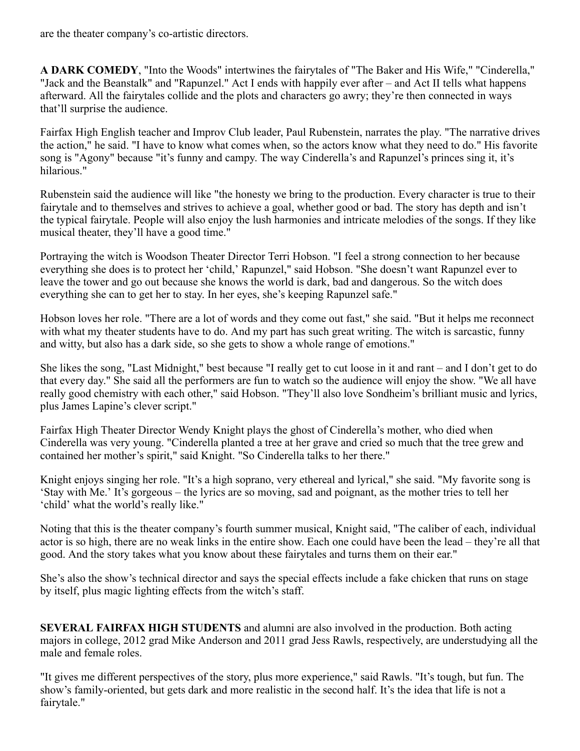are the theater company's co-artistic directors.

**A DARK COMEDY**, "Into the Woods" intertwines the fairytales of "The Baker and His Wife," "Cinderella," "Jack and the Beanstalk" and "Rapunzel." Act I ends with happily ever after – and Act II tells what happens afterward. All the fairytales collide and the plots and characters go awry; they're then connected in ways that'll surprise the audience.

Fairfax High English teacher and Improv Club leader, Paul Rubenstein, narrates the play. "The narrative drives the action," he said. "I have to know what comes when, so the actors know what they need to do." His favorite song is "Agony" because "it's funny and campy. The way Cinderella's and Rapunzel's princes sing it, it's hilarious."

Rubenstein said the audience will like "the honesty we bring to the production. Every character is true to their fairytale and to themselves and strives to achieve a goal, whether good or bad. The story has depth and isn't the typical fairytale. People will also enjoy the lush harmonies and intricate melodies of the songs. If they like musical theater, they'll have a good time."

Portraying the witch is Woodson Theater Director Terri Hobson. "I feel a strong connection to her because everything she does is to protect her 'child,' Rapunzel," said Hobson. "She doesn't want Rapunzel ever to leave the tower and go out because she knows the world is dark, bad and dangerous. So the witch does everything she can to get her to stay. In her eyes, she's keeping Rapunzel safe."

Hobson loves her role. "There are a lot of words and they come out fast," she said. "But it helps me reconnect with what my theater students have to do. And my part has such great writing. The witch is sarcastic, funny and witty, but also has a dark side, so she gets to show a whole range of emotions."

She likes the song, "Last Midnight," best because "I really get to cut loose in it and rant – and I don't get to do that every day." She said all the performers are fun to watch so the audience will enjoy the show. "We all have really good chemistry with each other," said Hobson. "They'll also love Sondheim's brilliant music and lyrics, plus James Lapine's clever script."

Fairfax High Theater Director Wendy Knight plays the ghost of Cinderella's mother, who died when Cinderella was very young. "Cinderella planted a tree at her grave and cried so much that the tree grew and contained her mother's spirit," said Knight. "So Cinderella talks to her there."

Knight enjoys singing her role. "It's a high soprano, very ethereal and lyrical," she said. "My favorite song is 'Stay with Me.' It's gorgeous – the lyrics are so moving, sad and poignant, as the mother tries to tell her 'child' what the world's really like."

Noting that this is the theater company's fourth summer musical, Knight said, "The caliber of each, individual actor is so high, there are no weak links in the entire show. Each one could have been the lead – they're all that good. And the story takes what you know about these fairytales and turns them on their ear."

She's also the show's technical director and says the special effects include a fake chicken that runs on stage by itself, plus magic lighting effects from the witch's staff.

**SEVERAL FAIRFAX HIGH STUDENTS** and alumni are also involved in the production. Both acting majors in college, 2012 grad Mike Anderson and 2011 grad Jess Rawls, respectively, are understudying all the male and female roles.

"It gives me different perspectives of the story, plus more experience," said Rawls. "It's tough, but fun. The show's family-oriented, but gets dark and more realistic in the second half. It's the idea that life is not a fairytale."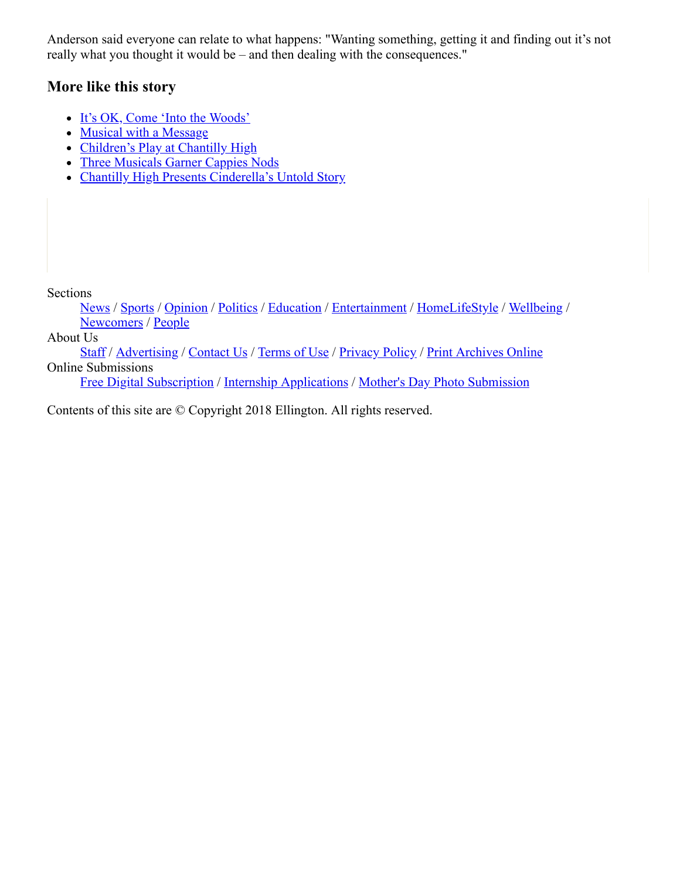Anderson said everyone can relate to what happens: "Wanting something, getting it and finding out it’s not really what you thought it would be – and then dealing with the consequences."

## More like this story

- It’s OK, Come ‘Into the Woods’
- Musical with a Message
- Children’s Play at Chantilly High
- Three Musicals Garner Cappies Nods
- Chantilly High Presents Cinderella’s Untold Story

Sections
: News / Sports / Opinion / Politics / Education / Entertainment / HomeLifeStyle / Wellbeing / Newcomers / People

About Us
: Staff / Advertising / Contact Us / Terms of Use / Privacy Policy / Print Archives Online

Online Submissions
: Free Digital Subscription / Internship Applications / Mother's Day Photo Submission

Contents of this site are © Copyright 2018 Ellington. All rights reserved.